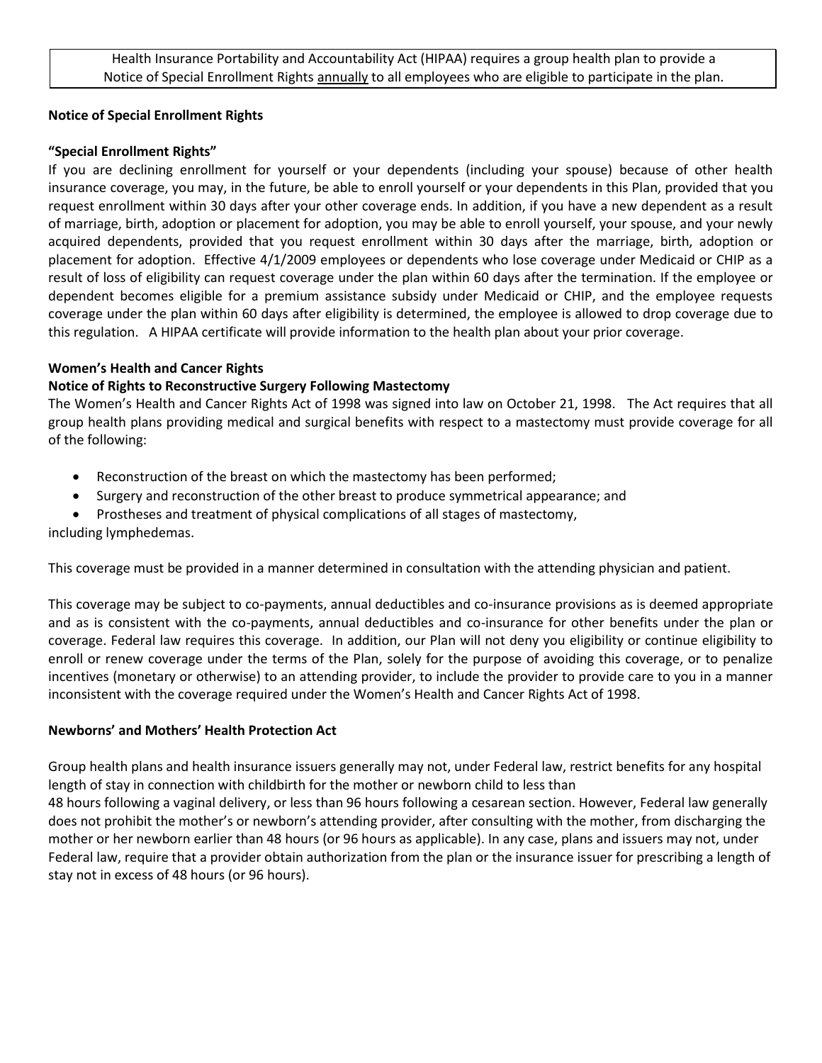Health Insurance Portability and Accountability Act (HIPAA) requires a group health plan to provide a Notice of Special Enrollment Rights annually to all employees who are eligible to participate in the plan.

**Notice of Special Enrollment Rights**

**"Special Enrollment Rights"**

If you are declining enrollment for yourself or your dependents (including your spouse) because of other health insurance coverage, you may, in the future, be able to enroll yourself or your dependents in this Plan, provided that you request enrollment within 30 days after your other coverage ends. In addition, if you have a new dependent as a result of marriage, birth, adoption or placement for adoption, you may be able to enroll yourself, your spouse, and your newly acquired dependents, provided that you request enrollment within 30 days after the marriage, birth, adoption or placement for adoption. Effective 4/1/2009 employees or dependents who lose coverage under Medicaid or CHIP as a result of loss of eligibility can request coverage under the plan within 60 days after the termination. If the employee or dependent becomes eligible for a premium assistance subsidy under Medicaid or CHIP, and the employee requests coverage under the plan within 60 days after eligibility is determined, the employee is allowed to drop coverage due to this regulation. A HIPAA certificate will provide information to the health plan about your prior coverage.

**Women's Health and Cancer Rights**

**Notice of Rights to Reconstructive Surgery Following Mastectomy**

The Women's Health and Cancer Rights Act of 1998 was signed into law on October 21, 1998. The Act requires that all group health plans providing medical and surgical benefits with respect to a mastectomy must provide coverage for all of the following:

- Reconstruction of the breast on which the mastectomy has been performed;
- Surgery and reconstruction of the other breast to produce symmetrical appearance; and
- Prostheses and treatment of physical complications of all stages of mastectomy,

including lymphedemas.

This coverage must be provided in a manner determined in consultation with the attending physician and patient.

This coverage may be subject to co-payments, annual deductibles and co-insurance provisions as is deemed appropriate and as is consistent with the co-payments, annual deductibles and co-insurance for other benefits under the plan or coverage. Federal law requires this coverage. In addition, our Plan will not deny you eligibility or continue eligibility to enroll or renew coverage under the terms of the Plan, solely for the purpose of avoiding this coverage, or to penalize incentives (monetary or otherwise) to an attending provider, to include the provider to provide care to you in a manner inconsistent with the coverage required under the Women's Health and Cancer Rights Act of 1998.

**Newborns' and Mothers' Health Protection Act**

Group health plans and health insurance issuers generally may not, under Federal law, restrict benefits for any hospital length of stay in connection with childbirth for the mother or newborn child to less than 48 hours following a vaginal delivery, or less than 96 hours following a cesarean section. However, Federal law generally does not prohibit the mother's or newborn's attending provider, after consulting with the mother, from discharging the mother or her newborn earlier than 48 hours (or 96 hours as applicable). In any case, plans and issuers may not, under Federal law, require that a provider obtain authorization from the plan or the insurance issuer for prescribing a length of stay not in excess of 48 hours (or 96 hours).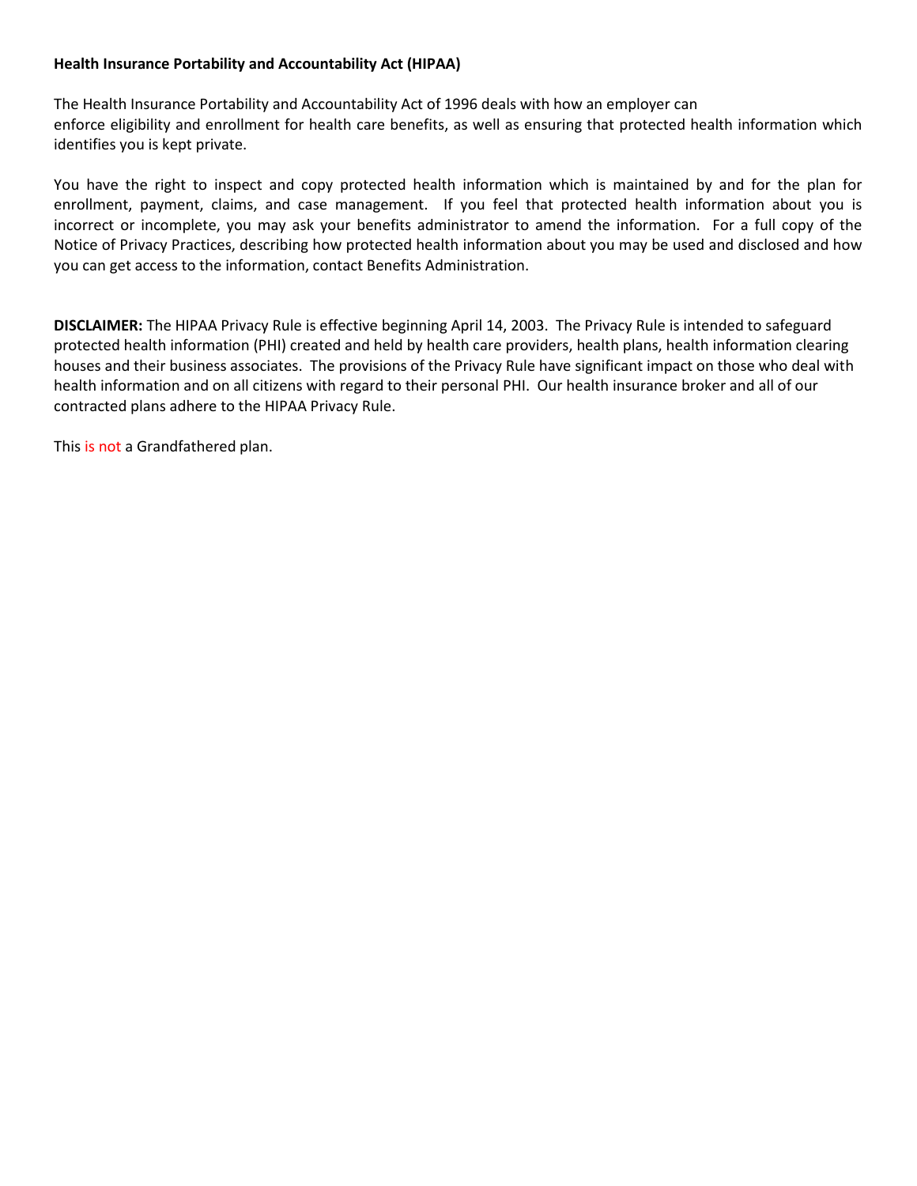**Health Insurance Portability and Accountability Act (HIPAA)**

The Health Insurance Portability and Accountability Act of 1996 deals with how an employer can enforce eligibility and enrollment for health care benefits, as well as ensuring that protected health information which identifies you is kept private.

You have the right to inspect and copy protected health information which is maintained by and for the plan for enrollment, payment, claims, and case management. If you feel that protected health information about you is incorrect or incomplete, you may ask your benefits administrator to amend the information. For a full copy of the Notice of Privacy Practices, describing how protected health information about you may be used and disclosed and how you can get access to the information, contact Benefits Administration.

**DISCLAIMER:** The HIPAA Privacy Rule is effective beginning April 14, 2003. The Privacy Rule is intended to safeguard protected health information (PHI) created and held by health care providers, health plans, health information clearing houses and their business associates. The provisions of the Privacy Rule have significant impact on those who deal with health information and on all citizens with regard to their personal PHI. Our health insurance broker and all of our contracted plans adhere to the HIPAA Privacy Rule.

This is not a Grandfathered plan.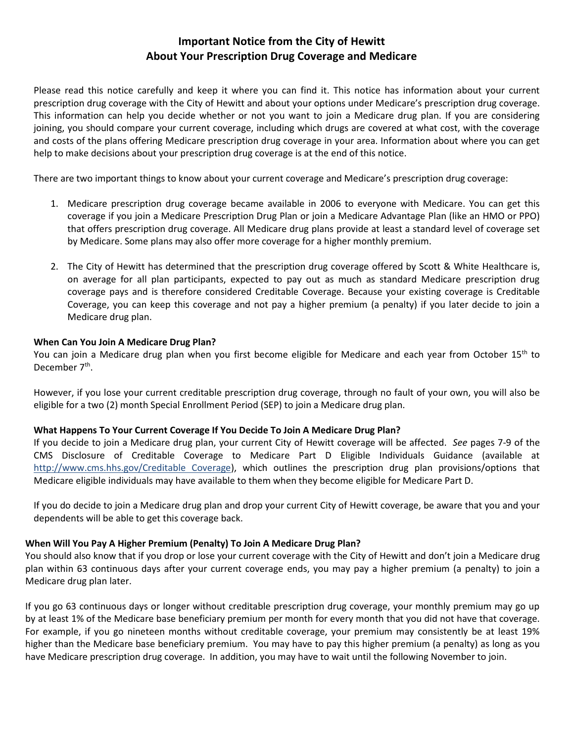# Important Notice from the City of Hewitt About Your Prescription Drug Coverage and Medicare

Please read this notice carefully and keep it where you can find it. This notice has information about your current prescription drug coverage with the City of Hewitt and about your options under Medicare's prescription drug coverage. This information can help you decide whether or not you want to join a Medicare drug plan. If you are considering joining, you should compare your current coverage, including which drugs are covered at what cost, with the coverage and costs of the plans offering Medicare prescription drug coverage in your area. Information about where you can get help to make decisions about your prescription drug coverage is at the end of this notice.

There are two important things to know about your current coverage and Medicare's prescription drug coverage:

1. Medicare prescription drug coverage became available in 2006 to everyone with Medicare. You can get this coverage if you join a Medicare Prescription Drug Plan or join a Medicare Advantage Plan (like an HMO or PPO) that offers prescription drug coverage. All Medicare drug plans provide at least a standard level of coverage set by Medicare. Some plans may also offer more coverage for a higher monthly premium.

2. The City of Hewitt has determined that the prescription drug coverage offered by Scott & White Healthcare is, on average for all plan participants, expected to pay out as much as standard Medicare prescription drug coverage pays and is therefore considered Creditable Coverage. Because your existing coverage is Creditable Coverage, you can keep this coverage and not pay a higher premium (a penalty) if you later decide to join a Medicare drug plan.

### When Can You Join A Medicare Drug Plan?

You can join a Medicare drug plan when you first become eligible for Medicare and each year from October 15th to December 7th.

However, if you lose your current creditable prescription drug coverage, through no fault of your own, you will also be eligible for a two (2) month Special Enrollment Period (SEP) to join a Medicare drug plan.

### What Happens To Your Current Coverage If You Decide To Join A Medicare Drug Plan?

If you decide to join a Medicare drug plan, your current City of Hewitt coverage will be affected. *See* pages 7-9 of the CMS Disclosure of Creditable Coverage to Medicare Part D Eligible Individuals Guidance (available at http://www.cms.hhs.gov/Creditable_Coverage), which outlines the prescription drug plan provisions/options that Medicare eligible individuals may have available to them when they become eligible for Medicare Part D.

If you do decide to join a Medicare drug plan and drop your current City of Hewitt coverage, be aware that you and your dependents will be able to get this coverage back.

### When Will You Pay A Higher Premium (Penalty) To Join A Medicare Drug Plan?

You should also know that if you drop or lose your current coverage with the City of Hewitt and don't join a Medicare drug plan within 63 continuous days after your current coverage ends, you may pay a higher premium (a penalty) to join a Medicare drug plan later.

If you go 63 continuous days or longer without creditable prescription drug coverage, your monthly premium may go up by at least 1% of the Medicare base beneficiary premium per month for every month that you did not have that coverage. For example, if you go nineteen months without creditable coverage, your premium may consistently be at least 19% higher than the Medicare base beneficiary premium. You may have to pay this higher premium (a penalty) as long as you have Medicare prescription drug coverage. In addition, you may have to wait until the following November to join.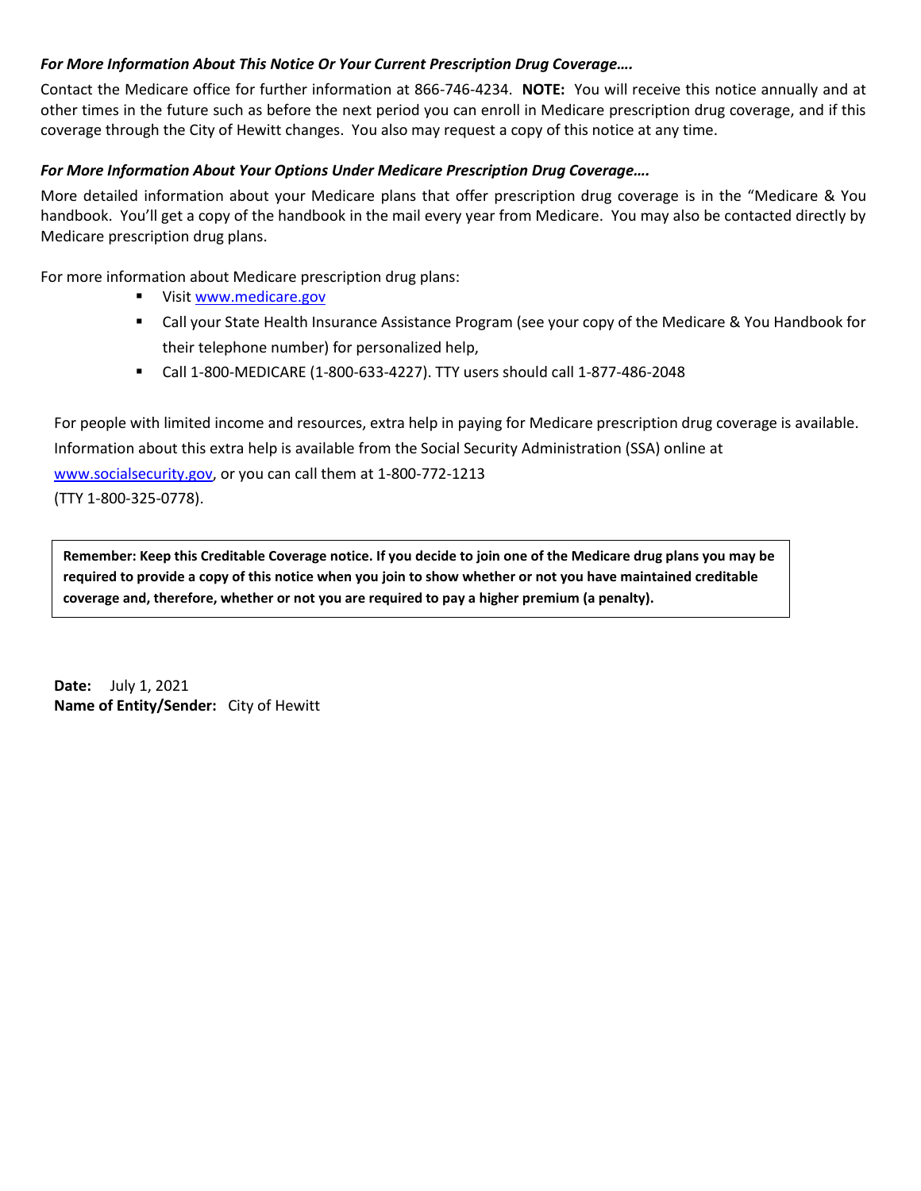***For More Information About This Notice Or Your Current Prescription Drug Coverage….***

Contact the Medicare office for further information at 866-746-4234. **NOTE:** You will receive this notice annually and at other times in the future such as before the next period you can enroll in Medicare prescription drug coverage, and if this coverage through the City of Hewitt changes. You also may request a copy of this notice at any time.

***For More Information About Your Options Under Medicare Prescription Drug Coverage….***

More detailed information about your Medicare plans that offer prescription drug coverage is in the "Medicare & You handbook. You'll get a copy of the handbook in the mail every year from Medicare. You may also be contacted directly by Medicare prescription drug plans.

For more information about Medicare prescription drug plans:

- Visit www.medicare.gov
- Call your State Health Insurance Assistance Program (see your copy of the Medicare & You Handbook for their telephone number) for personalized help,
- Call 1-800-MEDICARE (1-800-633-4227). TTY users should call 1-877-486-2048

For people with limited income and resources, extra help in paying for Medicare prescription drug coverage is available. Information about this extra help is available from the Social Security Administration (SSA) online at www.socialsecurity.gov, or you can call them at 1-800-772-1213
(TTY 1-800-325-0778).

**Remember: Keep this Creditable Coverage notice. If you decide to join one of the Medicare drug plans you may be required to provide a copy of this notice when you join to show whether or not you have maintained creditable coverage and, therefore, whether or not you are required to pay a higher premium (a penalty).**

**Date:** July 1, 2021
**Name of Entity/Sender:** City of Hewitt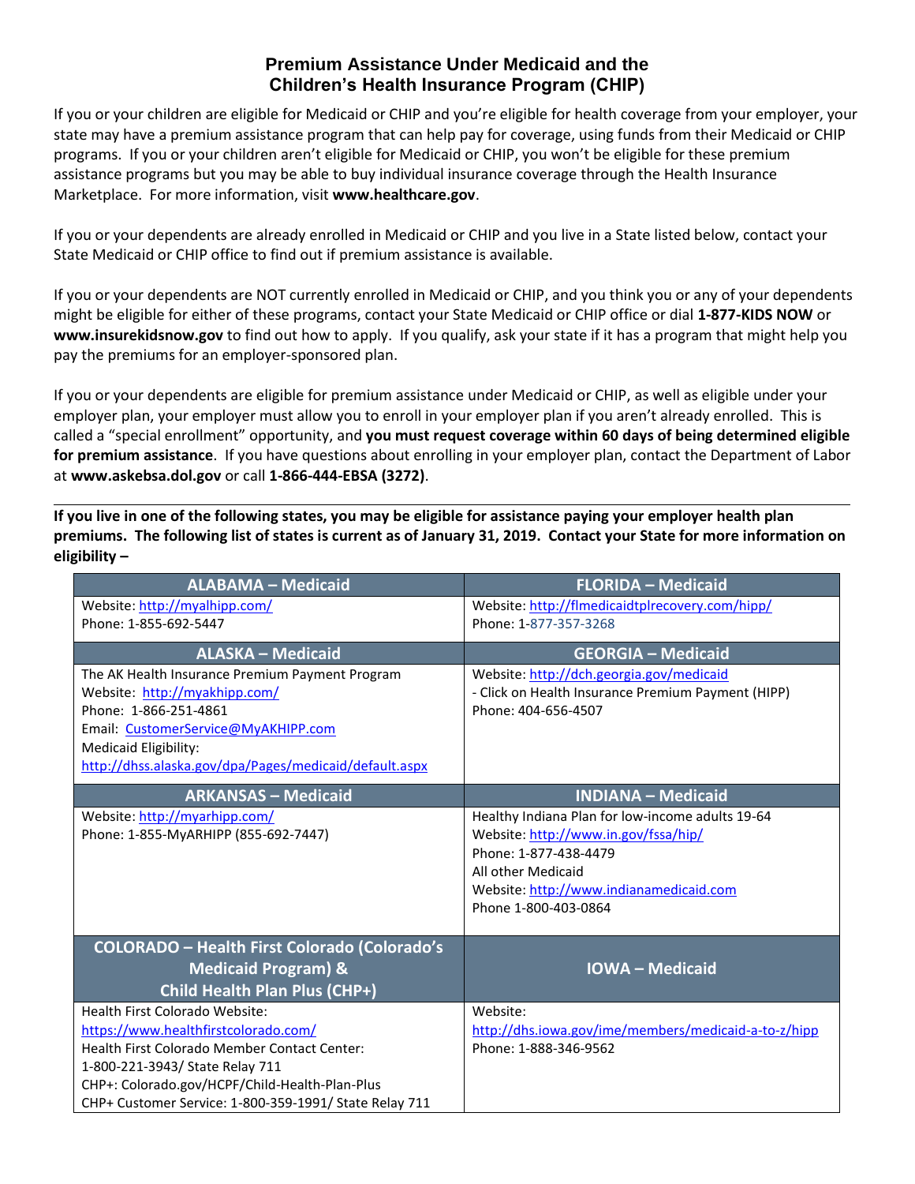# Premium Assistance Under Medicaid and the Children's Health Insurance Program (CHIP)

If you or your children are eligible for Medicaid or CHIP and you're eligible for health coverage from your employer, your state may have a premium assistance program that can help pay for coverage, using funds from their Medicaid or CHIP programs. If you or your children aren't eligible for Medicaid or CHIP, you won't be eligible for these premium assistance programs but you may be able to buy individual insurance coverage through the Health Insurance Marketplace. For more information, visit **www.healthcare.gov**.

If you or your dependents are already enrolled in Medicaid or CHIP and you live in a State listed below, contact your State Medicaid or CHIP office to find out if premium assistance is available.

If you or your dependents are NOT currently enrolled in Medicaid or CHIP, and you think you or any of your dependents might be eligible for either of these programs, contact your State Medicaid or CHIP office or dial **1-877-KIDS NOW** or **www.insurekidsnow.gov** to find out how to apply. If you qualify, ask your state if it has a program that might help you pay the premiums for an employer-sponsored plan.

If you or your dependents are eligible for premium assistance under Medicaid or CHIP, as well as eligible under your employer plan, your employer must allow you to enroll in your employer plan if you aren't already enrolled. This is called a "special enrollment" opportunity, and **you must request coverage within 60 days of being determined eligible for premium assistance**. If you have questions about enrolling in your employer plan, contact the Department of Labor at **www.askebsa.dol.gov** or call **1-866-444-EBSA (3272)**.

---

**If you live in one of the following states, you may be eligible for assistance paying your employer health plan premiums. The following list of states is current as of January 31, 2019. Contact your State for more information on eligibility –**

| ALABAMA – Medicaid | FLORIDA – Medicaid |
|---|---|
| Website: http://myalhipp.com/<br>Phone: 1-855-692-5447 | Website: http://flmedicaidtplrecovery.com/hipp/<br>Phone: 1-877-357-3268 |
| **ALASKA – Medicaid** | **GEORGIA – Medicaid** |
| The AK Health Insurance Premium Payment Program<br>Website: http://myakhipp.com/<br>Phone: 1-866-251-4861<br>Email: CustomerService@MyAKHIPP.com<br>Medicaid Eligibility:<br>http://dhss.alaska.gov/dpa/Pages/medicaid/default.aspx | Website: http://dch.georgia.gov/medicaid<br>- Click on Health Insurance Premium Payment (HIPP)<br>Phone: 404-656-4507 |
| **ARKANSAS – Medicaid** | **INDIANA – Medicaid** |
| Website: http://myarhipp.com/<br>Phone: 1-855-MyARHIPP (855-692-7447) | Healthy Indiana Plan for low-income adults 19-64<br>Website: http://www.in.gov/fssa/hip/<br>Phone: 1-877-438-4479<br>All other Medicaid<br>Website: http://www.indianamedicaid.com<br>Phone 1-800-403-0864 |
| **COLORADO – Health First Colorado (Colorado's Medicaid Program) & Child Health Plan Plus (CHP+)** | **IOWA – Medicaid** |
| Health First Colorado Website:<br>https://www.healthfirstcolorado.com/<br>Health First Colorado Member Contact Center:<br>1-800-221-3943/ State Relay 711<br>CHP+: Colorado.gov/HCPF/Child-Health-Plan-Plus<br>CHP+ Customer Service: 1-800-359-1991/ State Relay 711 | Website:<br>http://dhs.iowa.gov/ime/members/medicaid-a-to-z/hipp<br>Phone: 1-888-346-9562 |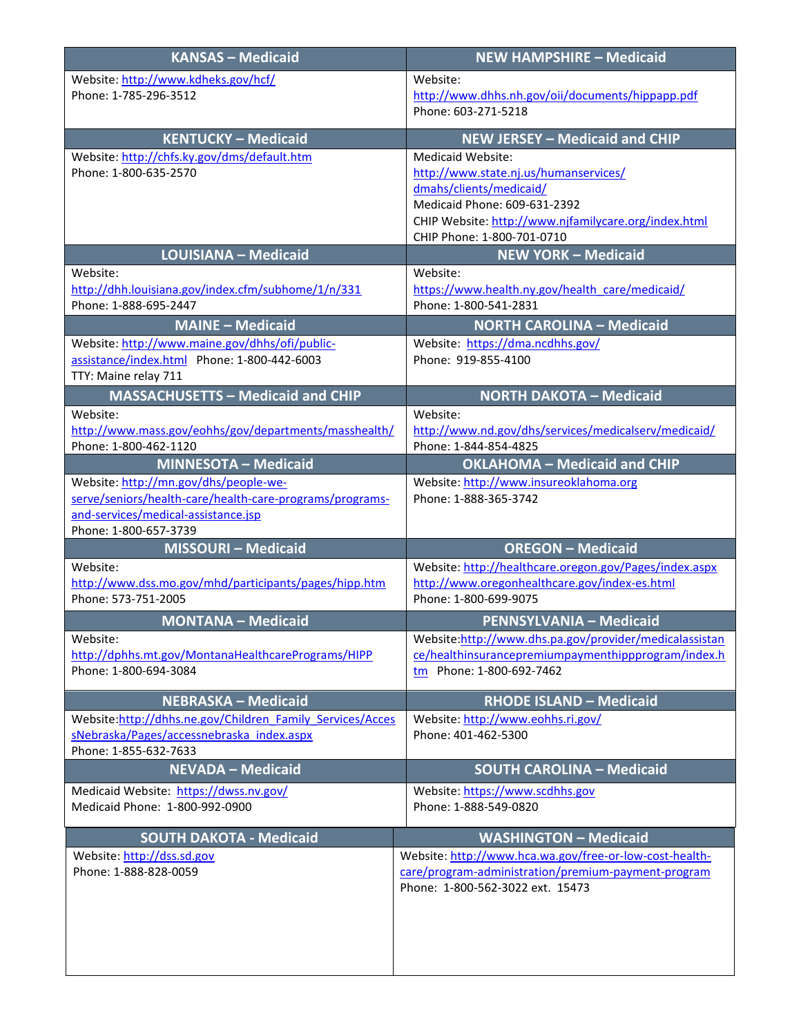| KANSAS – Medicaid | NEW HAMPSHIRE – Medicaid |
|---|---|
| Website: http://www.kdheks.gov/hcf/<br>Phone: 1-785-296-3512 | Website:<br>http://www.dhhs.nh.gov/oii/documents/hippapp.pdf<br>Phone: 603-271-5218 |
| **KENTUCKY – Medicaid** | **NEW JERSEY – Medicaid and CHIP** |
| Website: http://chfs.ky.gov/dms/default.htm<br>Phone: 1-800-635-2570 | Medicaid Website:<br>http://www.state.nj.us/humanservices/dmahs/clients/medicaid/<br>Medicaid Phone: 609-631-2392<br>CHIP Website: http://www.njfamilycare.org/index.html<br>CHIP Phone: 1-800-701-0710 |
| **LOUISIANA – Medicaid** | **NEW YORK – Medicaid** |
| Website:<br>http://dhh.louisiana.gov/index.cfm/subhome/1/n/331<br>Phone: 1-888-695-2447 | Website:<br>https://www.health.ny.gov/health_care/medicaid/<br>Phone: 1-800-541-2831 |
| **MAINE – Medicaid** | **NORTH CAROLINA – Medicaid** |
| Website: http://www.maine.gov/dhhs/ofi/public-assistance/index.html Phone: 1-800-442-6003<br>TTY: Maine relay 711 | Website: https://dma.ncdhhs.gov/<br>Phone: 919-855-4100 |
| **MASSACHUSETTS – Medicaid and CHIP** | **NORTH DAKOTA – Medicaid** |
| Website:<br>http://www.mass.gov/eohhs/gov/departments/masshealth/<br>Phone: 1-800-462-1120 | Website:<br>http://www.nd.gov/dhs/services/medicalserv/medicaid/<br>Phone: 1-844-854-4825 |
| **MINNESOTA – Medicaid** | **OKLAHOMA – Medicaid and CHIP** |
| Website: http://mn.gov/dhs/people-we-serve/seniors/health-care/health-care-programs/programs-and-services/medical-assistance.jsp<br>Phone: 1-800-657-3739 | Website: http://www.insureoklahoma.org<br>Phone: 1-888-365-3742 |
| **MISSOURI – Medicaid** | **OREGON – Medicaid** |
| Website:<br>http://www.dss.mo.gov/mhd/participants/pages/hipp.htm<br>Phone: 573-751-2005 | Website: http://healthcare.oregon.gov/Pages/index.aspx<br>http://www.oregonhealthcare.gov/index-es.html<br>Phone: 1-800-699-9075 |
| **MONTANA – Medicaid** | **PENNSYLVANIA – Medicaid** |
| Website:<br>http://dphhs.mt.gov/MontanaHealthcarePrograms/HIPP<br>Phone: 1-800-694-3084 | Website:http://www.dhs.pa.gov/provider/medicalassistance/healthinsurancepremiumpaymenthippprogram/index.htm Phone: 1-800-692-7462 |
| **NEBRASKA – Medicaid** | **RHODE ISLAND – Medicaid** |
| Website:http://dhhs.ne.gov/Children_Family_Services/AccessNebraska/Pages/accessnebraska_index.aspx<br>Phone: 1-855-632-7633 | Website: http://www.eohhs.ri.gov/<br>Phone: 401-462-5300 |
| **NEVADA – Medicaid** | **SOUTH CAROLINA – Medicaid** |
| Medicaid Website: https://dwss.nv.gov/<br>Medicaid Phone: 1-800-992-0900 | Website: https://www.scdhhs.gov<br>Phone: 1-888-549-0820 |
| **SOUTH DAKOTA - Medicaid** | **WASHINGTON – Medicaid** |
| Website: http://dss.sd.gov<br>Phone: 1-888-828-0059 | Website: http://www.hca.wa.gov/free-or-low-cost-health-care/program-administration/premium-payment-program<br>Phone: 1-800-562-3022 ext. 15473 |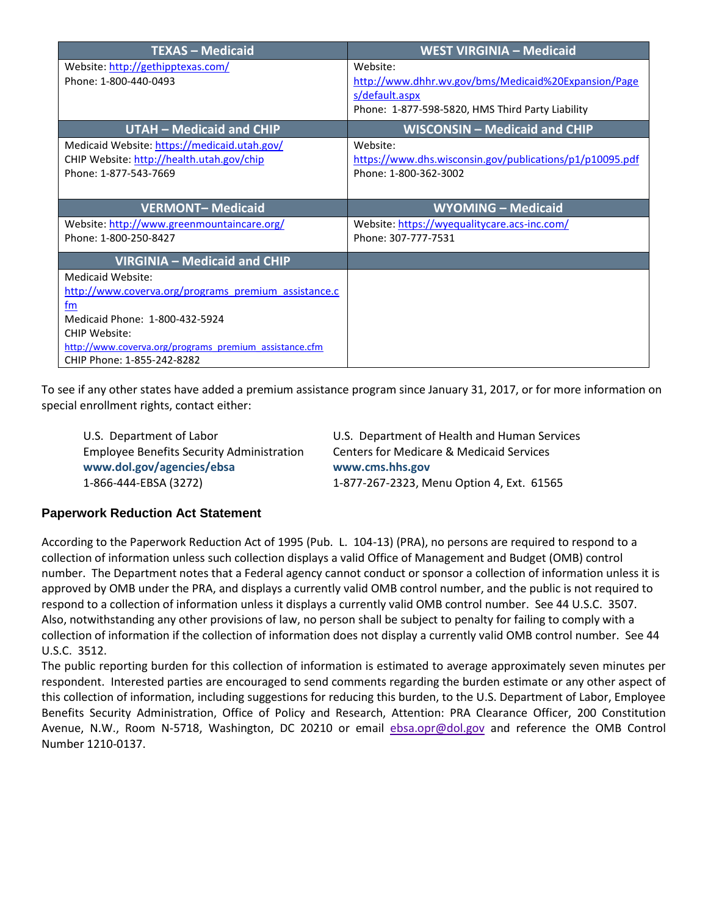| TEXAS – Medicaid | WEST VIRGINIA – Medicaid |
|---|---|
| Website: http://gethipptexas.com/<br>Phone: 1-800-440-0493 | Website:<br>http://www.dhhr.wv.gov/bms/Medicaid%20Expansion/Pages/default.aspx<br>Phone: 1-877-598-5820, HMS Third Party Liability |
| **UTAH – Medicaid and CHIP** | **WISCONSIN – Medicaid and CHIP** |
| Medicaid Website: https://medicaid.utah.gov/<br>CHIP Website: http://health.utah.gov/chip<br>Phone: 1-877-543-7669 | Website:<br>https://www.dhs.wisconsin.gov/publications/p1/p10095.pdf<br>Phone: 1-800-362-3002 |
| **VERMONT– Medicaid** | **WYOMING – Medicaid** |
| Website: http://www.greenmountaincare.org/<br>Phone: 1-800-250-8427 | Website: https://wyequalitycare.acs-inc.com/<br>Phone: 307-777-7531 |
| **VIRGINIA – Medicaid and CHIP** | |
| Medicaid Website:<br>http://www.coverva.org/programs_premium_assistance.cfm<br>Medicaid Phone: 1-800-432-5924<br>CHIP Website:<br>http://www.coverva.org/programs_premium_assistance.cfm<br>CHIP Phone: 1-855-242-8282 | |

To see if any other states have added a premium assistance program since January 31, 2017, or for more information on special enrollment rights, contact either:

U.S. Department of Labor
Employee Benefits Security Administration
**www.dol.gov/agencies/ebsa**
1-866-444-EBSA (3272)

U.S. Department of Health and Human Services
Centers for Medicare & Medicaid Services
**www.cms.hhs.gov**
1-877-267-2323, Menu Option 4, Ext. 61565

## Paperwork Reduction Act Statement

According to the Paperwork Reduction Act of 1995 (Pub. L. 104-13) (PRA), no persons are required to respond to a collection of information unless such collection displays a valid Office of Management and Budget (OMB) control number. The Department notes that a Federal agency cannot conduct or sponsor a collection of information unless it is approved by OMB under the PRA, and displays a currently valid OMB control number, and the public is not required to respond to a collection of information unless it displays a currently valid OMB control number. See 44 U.S.C. 3507. Also, notwithstanding any other provisions of law, no person shall be subject to penalty for failing to comply with a collection of information if the collection of information does not display a currently valid OMB control number. See 44 U.S.C. 3512.

The public reporting burden for this collection of information is estimated to average approximately seven minutes per respondent. Interested parties are encouraged to send comments regarding the burden estimate or any other aspect of this collection of information, including suggestions for reducing this burden, to the U.S. Department of Labor, Employee Benefits Security Administration, Office of Policy and Research, Attention: PRA Clearance Officer, 200 Constitution Avenue, N.W., Room N-5718, Washington, DC 20210 or email ebsa.opr@dol.gov and reference the OMB Control Number 1210-0137.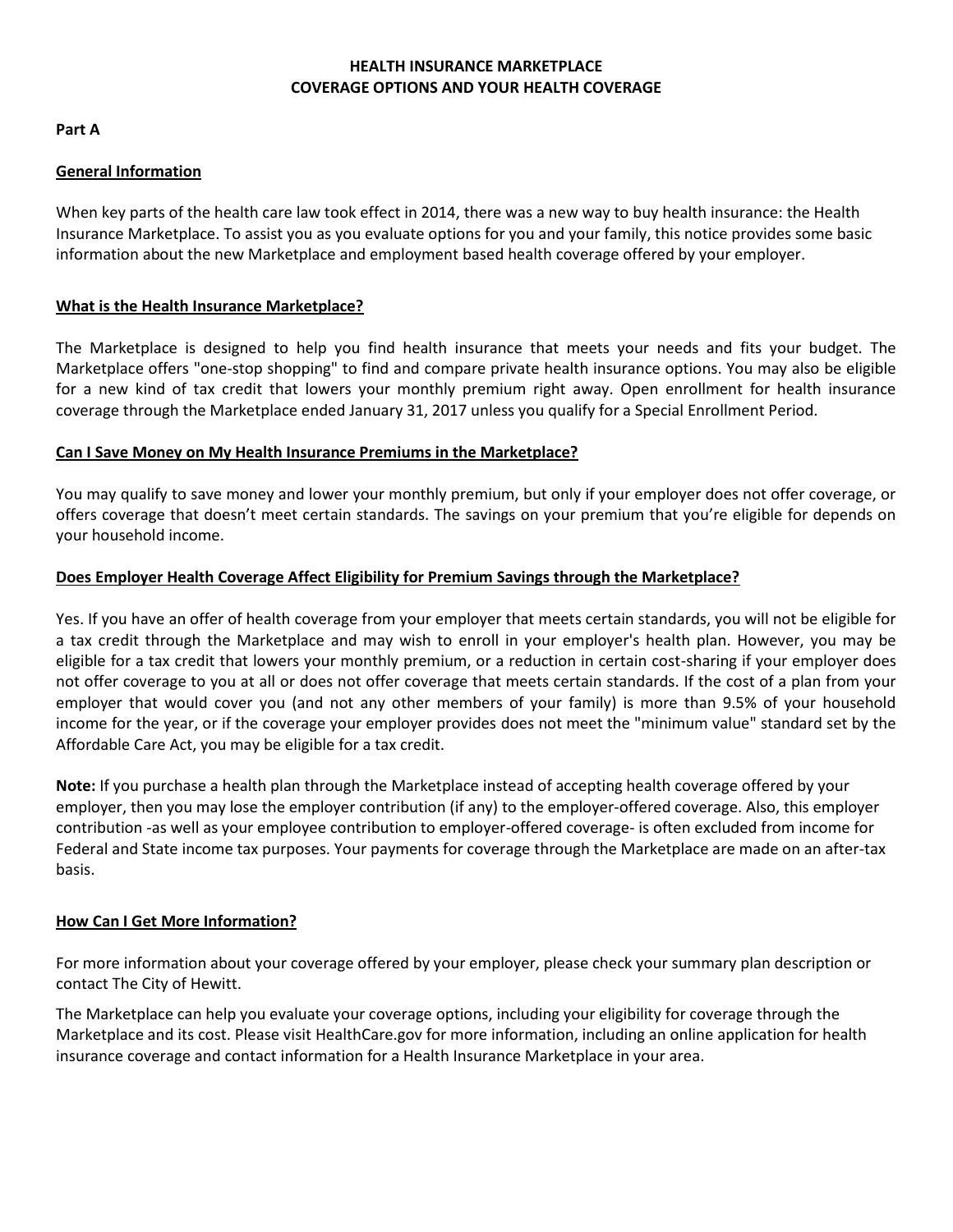# HEALTH INSURANCE MARKETPLACE
# COVERAGE OPTIONS AND YOUR HEALTH COVERAGE

**Part A**

## General Information

When key parts of the health care law took effect in 2014, there was a new way to buy health insurance: the Health Insurance Marketplace. To assist you as you evaluate options for you and your family, this notice provides some basic information about the new Marketplace and employment based health coverage offered by your employer.

## What is the Health Insurance Marketplace?

The Marketplace is designed to help you find health insurance that meets your needs and fits your budget. The Marketplace offers "one-stop shopping" to find and compare private health insurance options. You may also be eligible for a new kind of tax credit that lowers your monthly premium right away. Open enrollment for health insurance coverage through the Marketplace ended January 31, 2017 unless you qualify for a Special Enrollment Period.

## Can I Save Money on My Health Insurance Premiums in the Marketplace?

You may qualify to save money and lower your monthly premium, but only if your employer does not offer coverage, or offers coverage that doesn't meet certain standards. The savings on your premium that you're eligible for depends on your household income.

## Does Employer Health Coverage Affect Eligibility for Premium Savings through the Marketplace?

Yes. If you have an offer of health coverage from your employer that meets certain standards, you will not be eligible for a tax credit through the Marketplace and may wish to enroll in your employer's health plan. However, you may be eligible for a tax credit that lowers your monthly premium, or a reduction in certain cost-sharing if your employer does not offer coverage to you at all or does not offer coverage that meets certain standards. If the cost of a plan from your employer that would cover you (and not any other members of your family) is more than 9.5% of your household income for the year, or if the coverage your employer provides does not meet the "minimum value" standard set by the Affordable Care Act, you may be eligible for a tax credit.

**Note:** If you purchase a health plan through the Marketplace instead of accepting health coverage offered by your employer, then you may lose the employer contribution (if any) to the employer-offered coverage. Also, this employer contribution -as well as your employee contribution to employer-offered coverage- is often excluded from income for Federal and State income tax purposes. Your payments for coverage through the Marketplace are made on an after-tax basis.

## How Can I Get More Information?

For more information about your coverage offered by your employer, please check your summary plan description or contact The City of Hewitt.

The Marketplace can help you evaluate your coverage options, including your eligibility for coverage through the Marketplace and its cost. Please visit HealthCare.gov for more information, including an online application for health insurance coverage and contact information for a Health Insurance Marketplace in your area.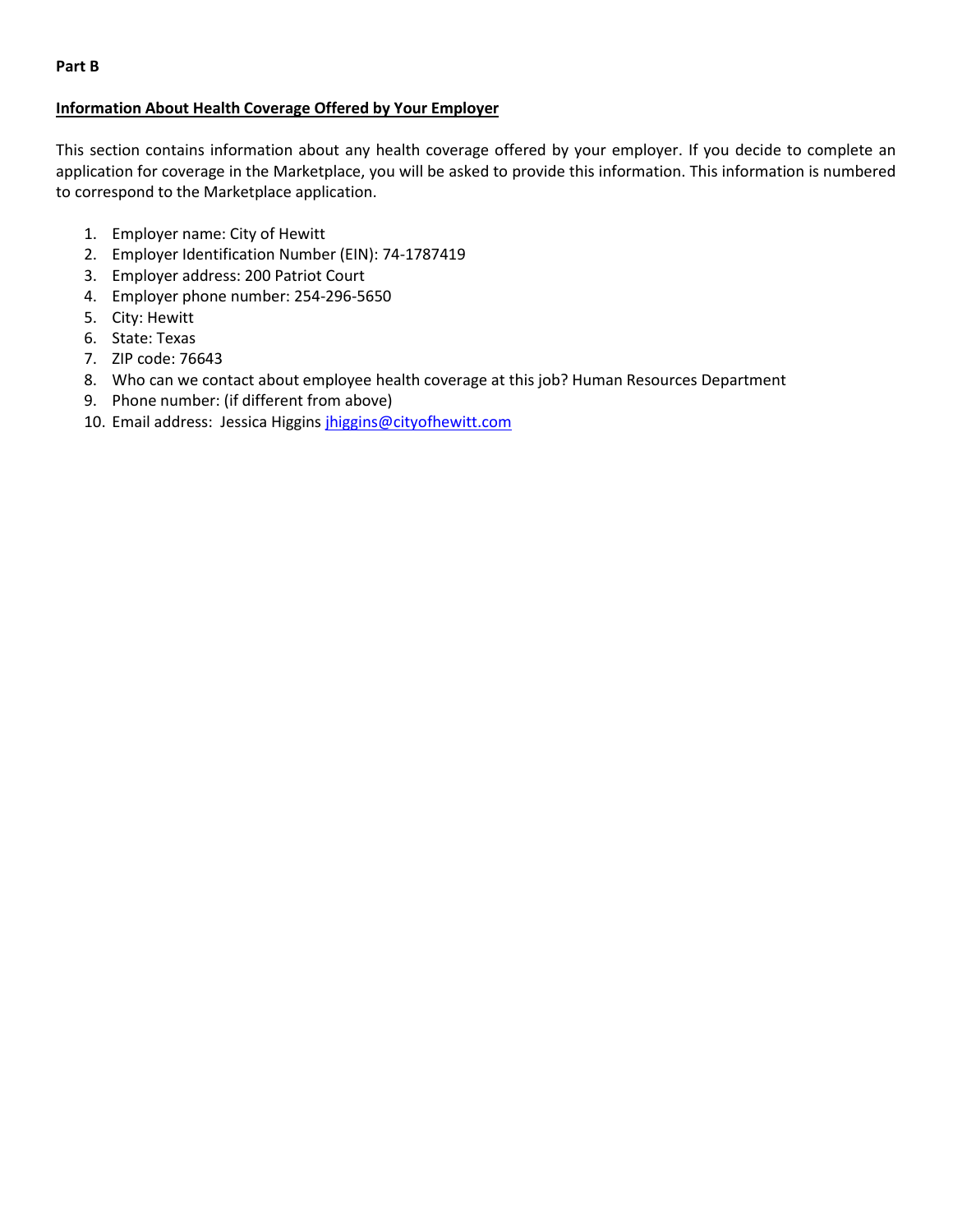**Part B**

**Information About Health Coverage Offered by Your Employer**

This section contains information about any health coverage offered by your employer. If you decide to complete an application for coverage in the Marketplace, you will be asked to provide this information. This information is numbered to correspond to the Marketplace application.

1. Employer name: City of Hewitt
2. Employer Identification Number (EIN): 74-1787419
3. Employer address: 200 Patriot Court
4. Employer phone number: 254-296-5650
5. City: Hewitt
6. State: Texas
7. ZIP code: 76643
8. Who can we contact about employee health coverage at this job? Human Resources Department
9. Phone number: (if different from above)
10. Email address: Jessica Higgins jhiggins@cityofhewitt.com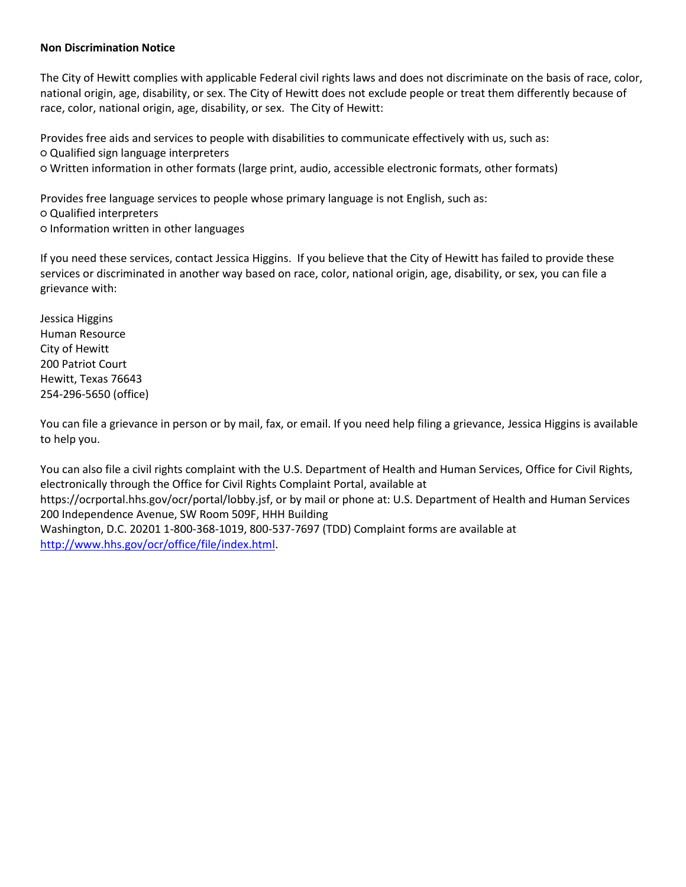**Non Discrimination Notice**

The City of Hewitt complies with applicable Federal civil rights laws and does not discriminate on the basis of race, color, national origin, age, disability, or sex. The City of Hewitt does not exclude people or treat them differently because of race, color, national origin, age, disability, or sex. The City of Hewitt:

Provides free aids and services to people with disabilities to communicate effectively with us, such as:
- Qualified sign language interpreters
- Written information in other formats (large print, audio, accessible electronic formats, other formats)

Provides free language services to people whose primary language is not English, such as:
- Qualified interpreters
- Information written in other languages

If you need these services, contact Jessica Higgins. If you believe that the City of Hewitt has failed to provide these services or discriminated in another way based on race, color, national origin, age, disability, or sex, you can file a grievance with:

Jessica Higgins
Human Resource
City of Hewitt
200 Patriot Court
Hewitt, Texas 76643
254-296-5650 (office)

You can file a grievance in person or by mail, fax, or email. If you need help filing a grievance, Jessica Higgins is available to help you.

You can also file a civil rights complaint with the U.S. Department of Health and Human Services, Office for Civil Rights, electronically through the Office for Civil Rights Complaint Portal, available at https://ocrportal.hhs.gov/ocr/portal/lobby.jsf, or by mail or phone at: U.S. Department of Health and Human Services 200 Independence Avenue, SW Room 509F, HHH Building
Washington, D.C. 20201 1-800-368-1019, 800-537-7697 (TDD) Complaint forms are available at [http://www.hhs.gov/ocr/office/file/index.html](http://www.hhs.gov/ocr/office/file/index.html).